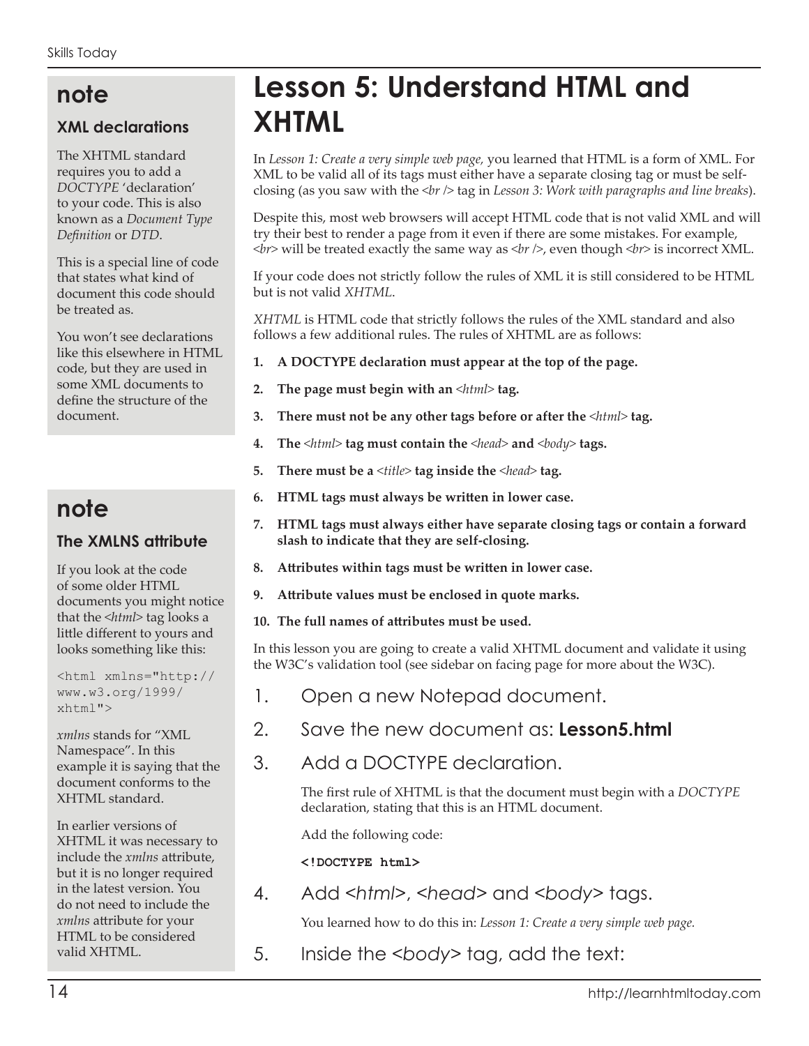# Lesson 5: Understand HTML and XHTML

In *Lesson 1: Create a very simple web page,* you learned that HTML is a form of XML. For XML to be valid all of its tags must either have a separate closing tag or must be self-closing (as you saw with the *<br />* tag in *Lesson 3: Work with paragraphs and line breaks*).

Despite this, most web browsers will accept HTML code that is not valid XML and will try their best to render a page from it even if there are some mistakes. For example, *<br>* will be treated exactly the same way as *<br />*, even though *<br>* is incorrect XML.

If your code does not strictly follow the rules of XML it is still considered to be HTML but is not valid *XHTML*.

*XHTML* is HTML code that strictly follows the rules of the XML standard and also follows a few additional rules. The rules of XHTML are as follows:

1. **A DOCTYPE declaration must appear at the top of the page.**
2. **The page must begin with an *<html>* tag.**
3. **There must not be any other tags before or after the *<html>* tag.**
4. **The *<html>* tag must contain the *<head>* and *<body>* tags.**
5. **There must be a *<title>* tag inside the *<head>* tag.**
6. **HTML tags must always be written in lower case.**
7. **HTML tags must always either have separate closing tags or contain a forward slash to indicate that they are self-closing.**
8. **Attributes within tags must be written in lower case.**
9. **Attribute values must be enclosed in quote marks.**
10. **The full names of attributes must be used.**

In this lesson you are going to create a valid XHTML document and validate it using the W3C's validation tool (see sidebar on facing page for more about the W3C).

> ## note
>
> ### XML declarations
>
> The XHTML standard requires you to add a *DOCTYPE* 'declaration' to your code. This is also known as a *Document Type Definition* or *DTD*.
>
> This is a special line of code that states what kind of document this code should be treated as.
>
> You won't see declarations like this elsewhere in HTML code, but they are used in some XML documents to define the structure of the document.

> ## note
>
> ### The XMLNS attribute
>
> If you look at the code of some older HTML documents you might notice that the *<html>* tag looks a little different to yours and looks something like this:
>
> ```
> <html xmlns="http://www.w3.org/1999/xhtml">
> ```
>
> *xmlns* stands for "XML Namespace". In this example it is saying that the document conforms to the XHTML standard.
>
> In earlier versions of XHTML it was necessary to include the *xmlns* attribute, but it is no longer required in the latest version. You do not need to include the *xmlns* attribute for your HTML to be considered valid XHTML.

1. Open a new Notepad document.

2. Save the new document as: **Lesson5.html**

3. Add a DOCTYPE declaration.

   The first rule of XHTML is that the document must begin with a *DOCTYPE* declaration, stating that this is an HTML document.

   Add the following code:

   ```
   <!DOCTYPE html>
   ```

4. Add *<html>*, *<head>* and *<body>* tags.

   You learned how to do this in: *Lesson 1: Create a very simple web page.*

5. Inside the *<body>* tag, add the text: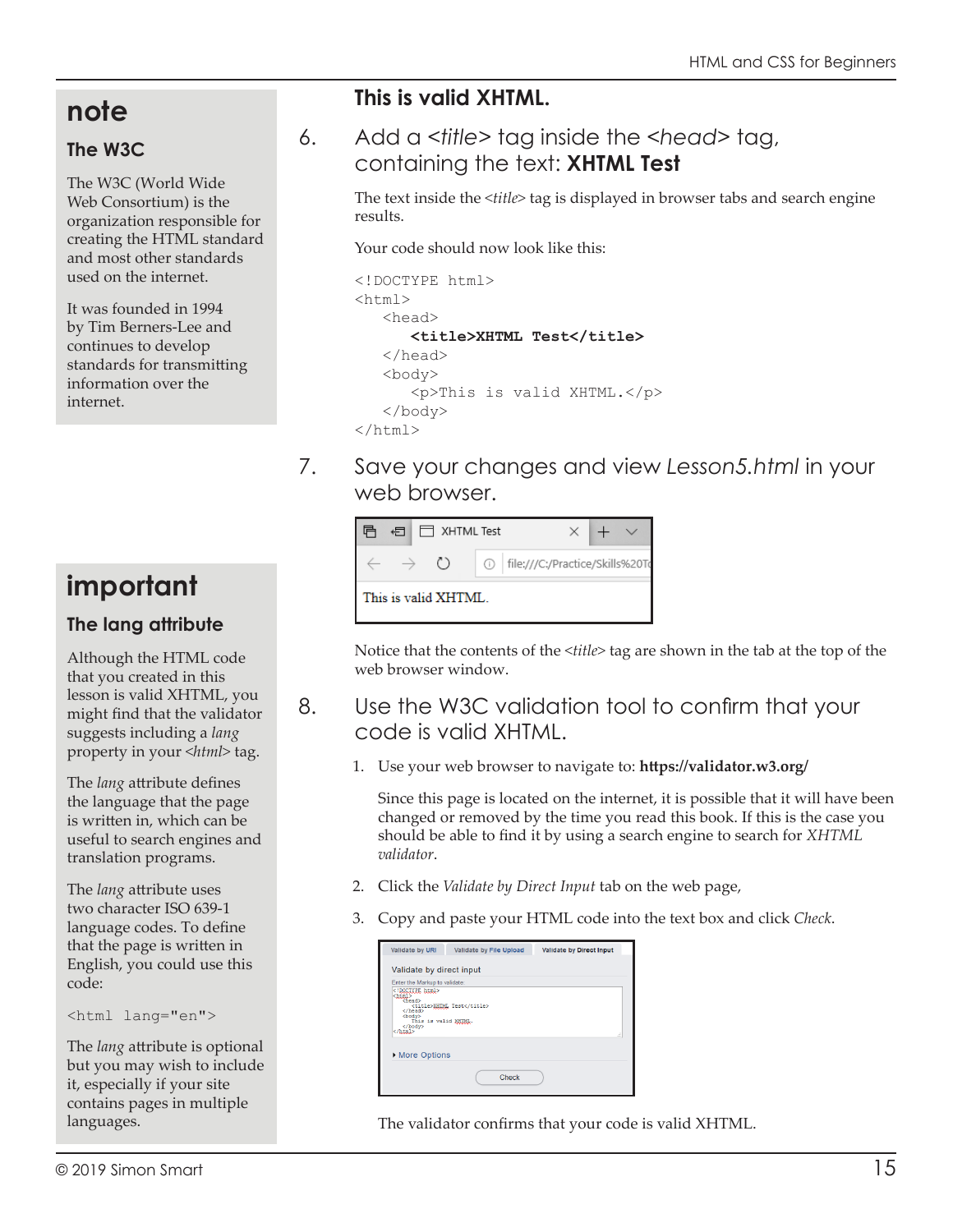**This is valid XHTML.**

6. Add a <*title*> tag inside the <*head*> tag, containing the text: **XHTML Test**

The text inside the <*title*> tag is displayed in browser tabs and search engine results.

Your code should now look like this:

```
<!DOCTYPE html>
<html>
   <head>
      <title>XHTML Test</title>
   </head>
   <body>
      <p>This is valid XHTML.</p>
   </body>
</html>
```

7. Save your changes and view *Lesson5.html* in your web browser.

Notice that the contents of the <*title*> tag are shown in the tab at the top of the web browser window.

8. Use the W3C validation tool to confirm that your code is valid XHTML.

   1. Use your web browser to navigate to: **https://validator.w3.org/**

      Since this page is located on the internet, it is possible that it will have been changed or removed by the time you read this book. If this is the case you should be able to find it by using a search engine to search for *XHTML validator*.

   2. Click the *Validate by Direct Input* tab on the web page,

   3. Copy and paste your HTML code into the text box and click *Check*.

   The validator confirms that your code is valid XHTML.

## note

### The W3C

The W3C (World Wide Web Consortium) is the organization responsible for creating the HTML standard and most other standards used on the internet.

It was founded in 1994 by Tim Berners-Lee and continues to develop standards for transmitting information over the internet.

## important

### The lang attribute

Although the HTML code that you created in this lesson is valid XHTML, you might find that the validator suggests including a *lang* property in your <*html*> tag.

The *lang* attribute defines the language that the page is written in, which can be useful to search engines and translation programs.

The *lang* attribute uses two character ISO 639-1 language codes. To define that the page is written in English, you could use this code:

```
<html lang="en">
```

The *lang* attribute is optional but you may wish to include it, especially if your site contains pages in multiple languages.